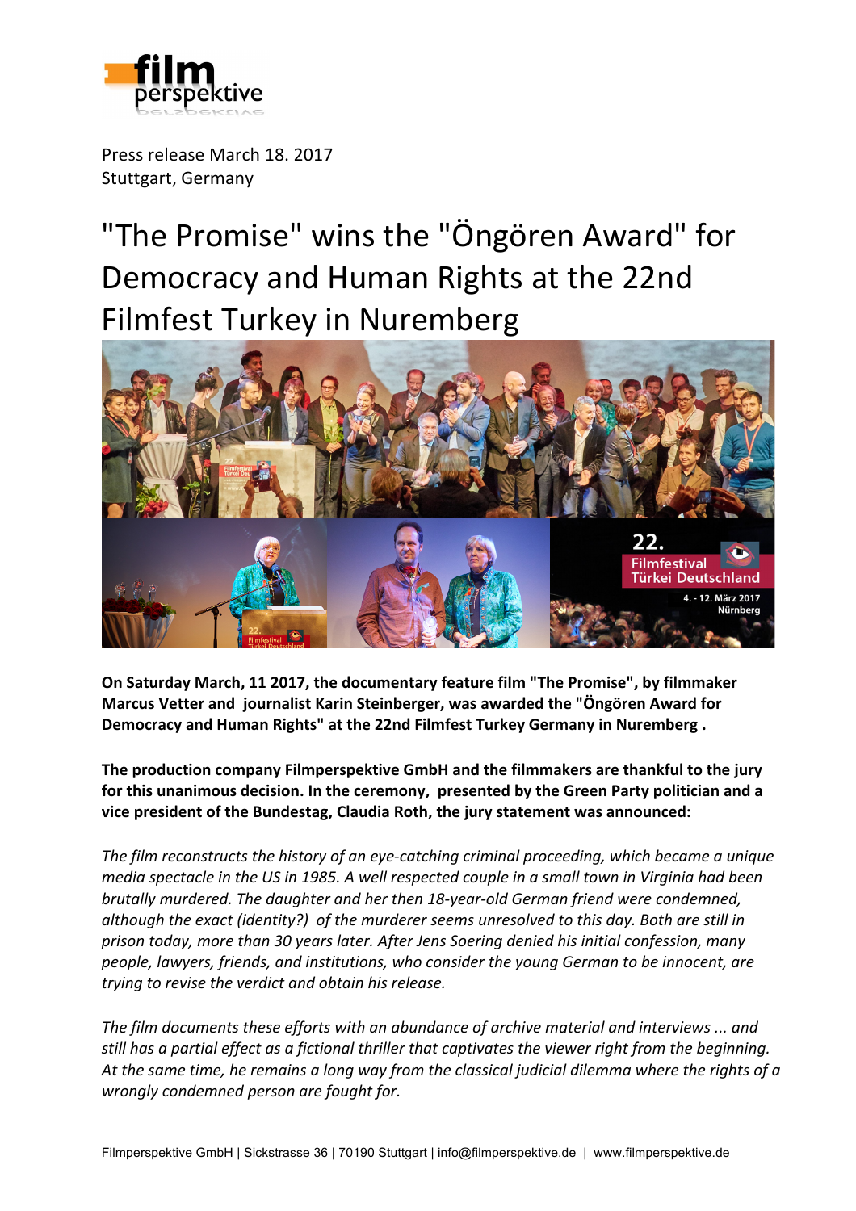Press release March 18. 2017
Stuttgart, Germany

# "The Promise" wins the "Öngören Award" for Democracy and Human Rights at the 22nd Filmfest Turkey in Nuremberg

**On Saturday March, 11 2017, the documentary feature film "The Promise", by filmmaker Marcus Vetter and journalist Karin Steinberger, was awarded the "Öngören Award for Democracy and Human Rights" at the 22nd Filmfest Turkey Germany in Nuremberg .**

**The production company Filmperspektive GmbH and the filmmakers are thankful to the jury for this unanimous decision. In the ceremony, presented by the Green Party politician and a vice president of the Bundestag, Claudia Roth, the jury statement was announced:**

*The film reconstructs the history of an eye-catching criminal proceeding, which became a unique media spectacle in the US in 1985. A well respected couple in a small town in Virginia had been brutally murdered. The daughter and her then 18-year-old German friend were condemned, although the exact (identity?) of the murderer seems unresolved to this day. Both are still in prison today, more than 30 years later. After Jens Soering denied his initial confession, many people, lawyers, friends, and institutions, who consider the young German to be innocent, are trying to revise the verdict and obtain his release.*

*The film documents these efforts with an abundance of archive material and interviews ... and still has a partial effect as a fictional thriller that captivates the viewer right from the beginning. At the same time, he remains a long way from the classical judicial dilemma where the rights of a wrongly condemned person are fought for.*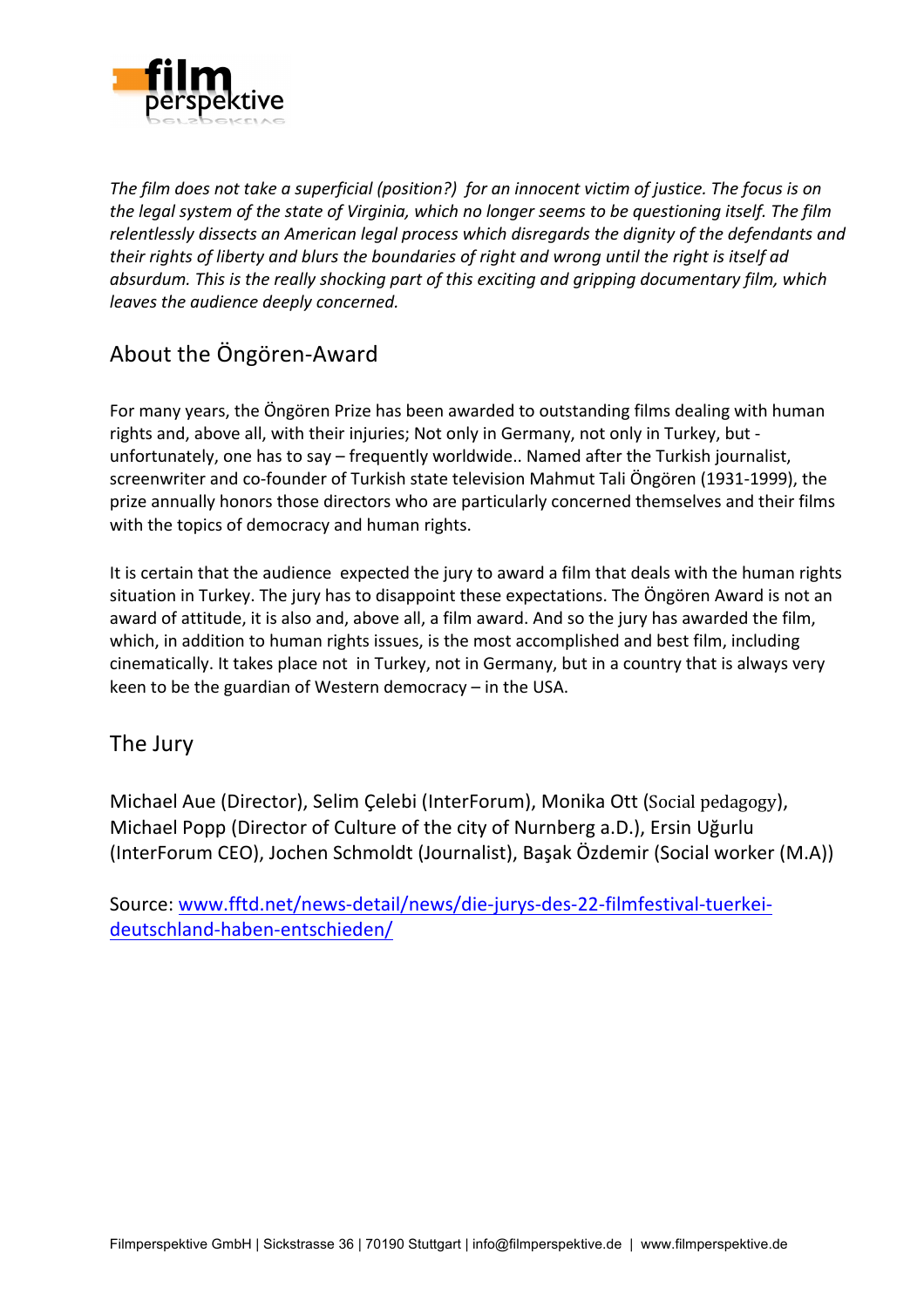*The film does not take a superficial (position?) for an innocent victim of justice. The focus is on the legal system of the state of Virginia, which no longer seems to be questioning itself. The film relentlessly dissects an American legal process which disregards the dignity of the defendants and their rights of liberty and blurs the boundaries of right and wrong until the right is itself ad absurdum. This is the really shocking part of this exciting and gripping documentary film, which leaves the audience deeply concerned.*

## About the Öngören-Award

For many years, the Öngören Prize has been awarded to outstanding films dealing with human rights and, above all, with their injuries; Not only in Germany, not only in Turkey, but - unfortunately, one has to say – frequently worldwide.. Named after the Turkish journalist, screenwriter and co-founder of Turkish state television Mahmut Tali Öngören (1931-1999), the prize annually honors those directors who are particularly concerned themselves and their films with the topics of democracy and human rights.

It is certain that the audience expected the jury to award a film that deals with the human rights situation in Turkey. The jury has to disappoint these expectations. The Öngören Award is not an award of attitude, it is also and, above all, a film award. And so the jury has awarded the film, which, in addition to human rights issues, is the most accomplished and best film, including cinematically. It takes place not in Turkey, not in Germany, but in a country that is always very keen to be the guardian of Western democracy – in the USA.

## The Jury

Michael Aue (Director), Selim Çelebi (InterForum), Monika Ott (Social pedagogy), Michael Popp (Director of Culture of the city of Nurnberg a.D.), Ersin Uğurlu (InterForum CEO), Jochen Schmoldt (Journalist), Başak Özdemir (Social worker (M.A))

Source: [www.fftd.net/news-detail/news/die-jurys-des-22-filmfestival-tuerkei-deutschland-haben-entschieden/](www.fftd.net/news-detail/news/die-jurys-des-22-filmfestival-tuerkei-deutschland-haben-entschieden/)